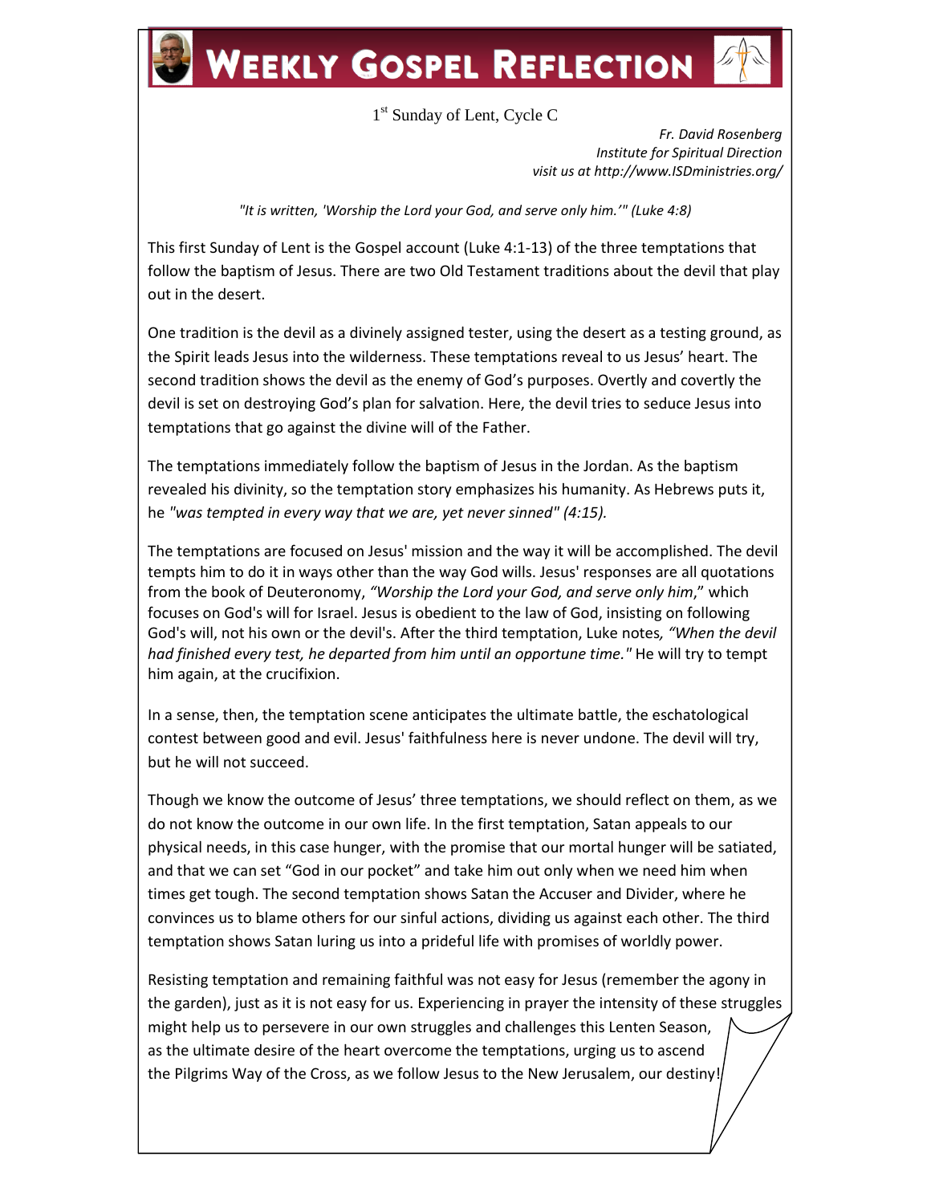# Weekly Gospel Reflection

1st Sunday of Lent, Cycle C

*Fr. David Rosenberg*
*Institute for Spiritual Direction*
*visit us at http://www.ISDministries.org/*

*"It is written, 'Worship the Lord your God, and serve only him.'" (Luke 4:8)*

This first Sunday of Lent is the Gospel account (Luke 4:1-13) of the three temptations that follow the baptism of Jesus. There are two Old Testament traditions about the devil that play out in the desert.

One tradition is the devil as a divinely assigned tester, using the desert as a testing ground, as the Spirit leads Jesus into the wilderness. These temptations reveal to us Jesus' heart. The second tradition shows the devil as the enemy of God's purposes. Overtly and covertly the devil is set on destroying God's plan for salvation. Here, the devil tries to seduce Jesus into temptations that go against the divine will of the Father.

The temptations immediately follow the baptism of Jesus in the Jordan. As the baptism revealed his divinity, so the temptation story emphasizes his humanity. As Hebrews puts it, he *"was tempted in every way that we are, yet never sinned" (4:15).*

The temptations are focused on Jesus' mission and the way it will be accomplished. The devil tempts him to do it in ways other than the way God wills. Jesus' responses are all quotations from the book of Deuteronomy, *"Worship the Lord your God, and serve only him*," which focuses on God's will for Israel. Jesus is obedient to the law of God, insisting on following God's will, not his own or the devil's. After the third temptation, Luke notes*, "When the devil had finished every test, he departed from him until an opportune time."* He will try to tempt him again, at the crucifixion.

In a sense, then, the temptation scene anticipates the ultimate battle, the eschatological contest between good and evil. Jesus' faithfulness here is never undone. The devil will try, but he will not succeed.

Though we know the outcome of Jesus' three temptations, we should reflect on them, as we do not know the outcome in our own life. In the first temptation, Satan appeals to our physical needs, in this case hunger, with the promise that our mortal hunger will be satiated, and that we can set "God in our pocket" and take him out only when we need him when times get tough. The second temptation shows Satan the Accuser and Divider, where he convinces us to blame others for our sinful actions, dividing us against each other. The third temptation shows Satan luring us into a prideful life with promises of worldly power.

Resisting temptation and remaining faithful was not easy for Jesus (remember the agony in the garden), just as it is not easy for us. Experiencing in prayer the intensity of these struggles might help us to persevere in our own struggles and challenges this Lenten Season, as the ultimate desire of the heart overcome the temptations, urging us to ascend the Pilgrims Way of the Cross, as we follow Jesus to the New Jerusalem, our destiny!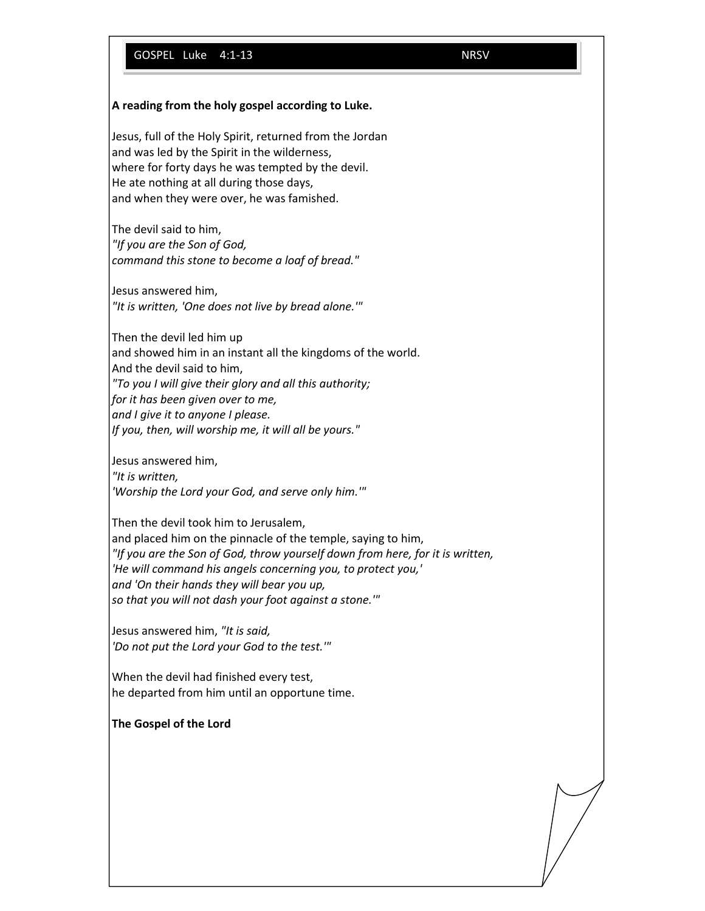GOSPEL Luke 4:1-13 NRSV

**A reading from the holy gospel according to Luke.**

Jesus, full of the Holy Spirit, returned from the Jordan
and was led by the Spirit in the wilderness,
where for forty days he was tempted by the devil.
He ate nothing at all during those days,
and when they were over, he was famished.

The devil said to him,
*"If you are the Son of God,*
*command this stone to become a loaf of bread."*

Jesus answered him,
*"It is written, 'One does not live by bread alone.'"*

Then the devil led him up
and showed him in an instant all the kingdoms of the world.
And the devil said to him,
*"To you I will give their glory and all this authority;*
*for it has been given over to me,*
*and I give it to anyone I please.*
*If you, then, will worship me, it will all be yours."*

Jesus answered him,
*"It is written,*
*'Worship the Lord your God, and serve only him.'"*

Then the devil took him to Jerusalem,
and placed him on the pinnacle of the temple, saying to him,
*"If you are the Son of God, throw yourself down from here, for it is written,*
*'He will command his angels concerning you, to protect you,'*
*and 'On their hands they will bear you up,*
*so that you will not dash your foot against a stone.'"*

Jesus answered him, *"It is said,*
*'Do not put the Lord your God to the test.'"*

When the devil had finished every test,
he departed from him until an opportune time.

**The Gospel of the Lord**